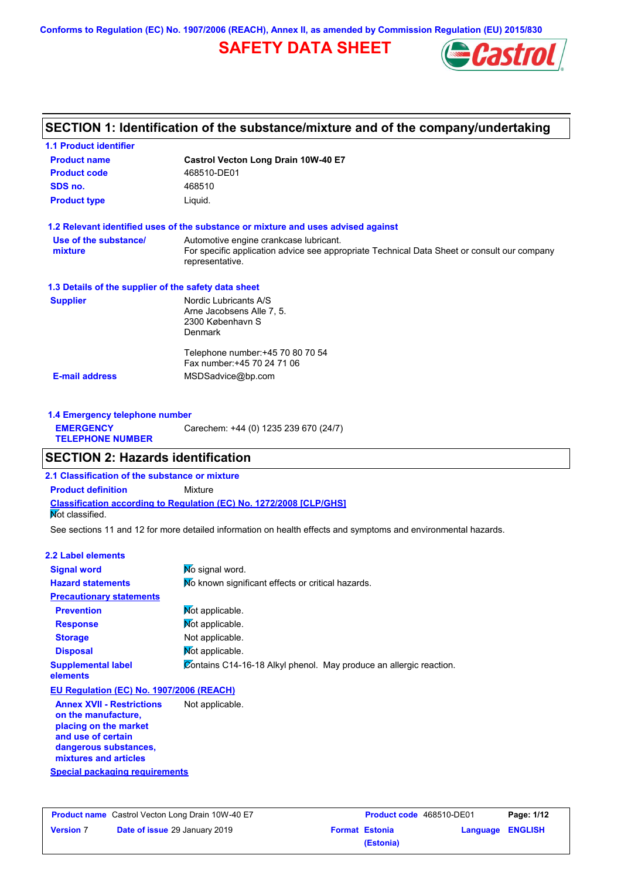Conforms to Regulation (EC) No. 1907/2006 (REACH), Annex II, as amended by Commission Regulation (EU) 2015/830

# SAFETY DATA SHEET

## SECTION 1: Identification of the substance/mixture and of the company/undertaking

### 1.1 Product identifier

| | |
|---|---|
| **Product name** | **Castrol Vecton Long Drain 10W-40 E7** |
| **Product code** | 468510-DE01 |
| **SDS no.** | 468510 |
| **Product type** | Liquid. |

### 1.2 Relevant identified uses of the substance or mixture and uses advised against

| | |
|---|---|
| **Use of the substance/ mixture** | Automotive engine crankcase lubricant. For specific application advice see appropriate Technical Data Sheet or consult our company representative. |

### 1.3 Details of the supplier of the safety data sheet

| | |
|---|---|
| **Supplier** | Nordic Lubricants A/S<br>Arne Jacobsens Alle 7, 5.<br>2300 København S<br>Denmark<br><br>Telephone number:+45 70 80 70 54<br>Fax number:+45 70 24 71 06 |
| **E-mail address** | MSDSadvice@bp.com |

### 1.4 Emergency telephone number

| | |
|---|---|
| **EMERGENCY TELEPHONE NUMBER** | Carechem: +44 (0) 1235 239 670 (24/7) |

## SECTION 2: Hazards identification

### 2.1 Classification of the substance or mixture

**Product definition** Mixture

**Classification according to Regulation (EC) No. 1272/2008 [CLP/GHS]**

Not classified.

See sections 11 and 12 for more detailed information on health effects and symptoms and environmental hazards.

### 2.2 Label elements

| | |
|---|---|
| **Signal word** | No signal word. |
| **Hazard statements** | No known significant effects or critical hazards. |
| **Precautionary statements** | |
| **Prevention** | Not applicable. |
| **Response** | Not applicable. |
| **Storage** | Not applicable. |
| **Disposal** | Not applicable. |
| **Supplemental label elements** | Contains C14-16-18 Alkyl phenol. May produce an allergic reaction. |

**EU Regulation (EC) No. 1907/2006 (REACH)**

| | |
|---|---|
| **Annex XVII - Restrictions on the manufacture, placing on the market and use of certain dangerous substances, mixtures and articles** | Not applicable. |

**Special packaging requirements**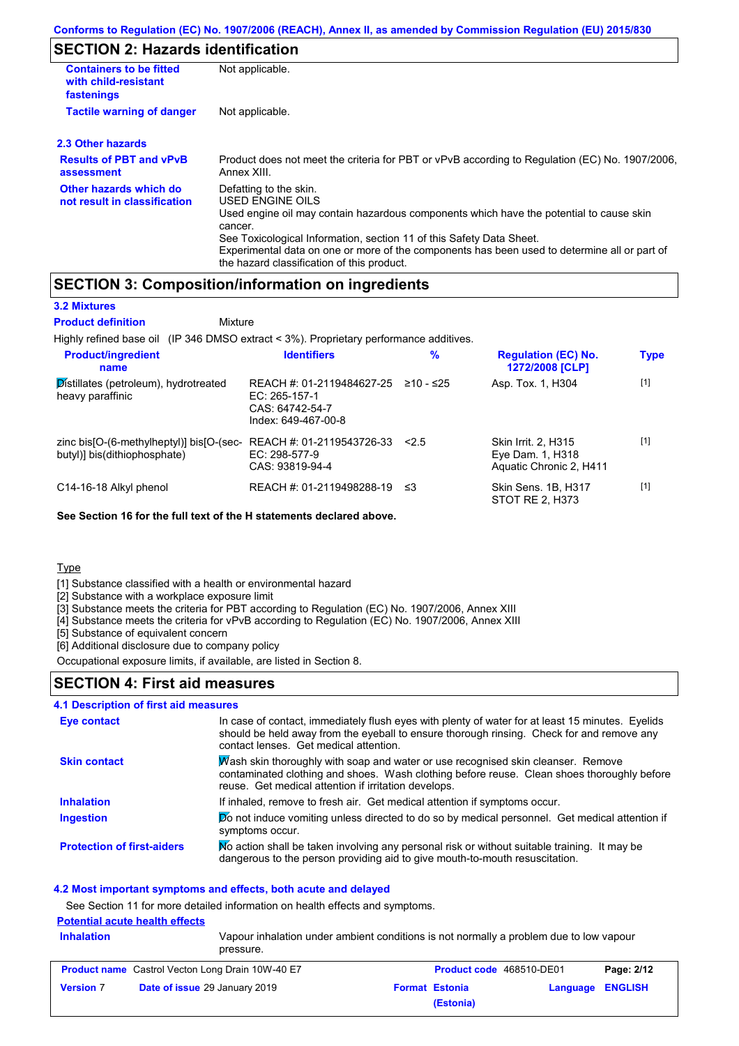## SECTION 2: Hazards identification

| | |
|---|---|
| **Containers to be fitted with child-resistant fastenings** | Not applicable. |
| **Tactile warning of danger** | Not applicable. |

### 2.3 Other hazards

| | |
|---|---|
| **Results of PBT and vPvB assessment** | Product does not meet the criteria for PBT or vPvB according to Regulation (EC) No. 1907/2006, Annex XIII. |
| **Other hazards which do not result in classification** | Defatting to the skin. USED ENGINE OILS Used engine oil may contain hazardous components which have the potential to cause skin cancer. See Toxicological Information, section 11 of this Safety Data Sheet. Experimental data on one or more of the components has been used to determine all or part of the hazard classification of this product. |

## SECTION 3: Composition/information on ingredients

### 3.2 Mixtures

**Product definition** Mixture

Highly refined base oil (IP 346 DMSO extract < 3%). Proprietary performance additives.

| Product/ingredient name | Identifiers | % | Regulation (EC) No. 1272/2008 [CLP] | Type |
|---|---|---|---|---|
| Distillates (petroleum), hydrotreated heavy paraffinic | REACH #: 01-2119484627-25<br>EC: 265-157-1<br>CAS: 64742-54-7<br>Index: 649-467-00-8 | ≥10 - ≤25 | Asp. Tox. 1, H304 | [1] |
| zinc bis[O-(6-methylheptyl)] bis[O-(sec-butyl)] bis(dithiophosphate) | REACH #: 01-2119543726-33<br>EC: 298-577-9<br>CAS: 93819-94-4 | <2.5 | Skin Irrit. 2, H315<br>Eye Dam. 1, H318<br>Aquatic Chronic 2, H411 | [1] |
| C14-16-18 Alkyl phenol | REACH #: 01-2119498288-19 | ≤3 | Skin Sens. 1B, H317<br>STOT RE 2, H373 | [1] |

**See Section 16 for the full text of the H statements declared above.**

Type

[1] Substance classified with a health or environmental hazard
[2] Substance with a workplace exposure limit
[3] Substance meets the criteria for PBT according to Regulation (EC) No. 1907/2006, Annex XIII
[4] Substance meets the criteria for vPvB according to Regulation (EC) No. 1907/2006, Annex XIII
[5] Substance of equivalent concern
[6] Additional disclosure due to company policy

Occupational exposure limits, if available, are listed in Section 8.

## SECTION 4: First aid measures

### 4.1 Description of first aid measures

| | |
|---|---|
| **Eye contact** | In case of contact, immediately flush eyes with plenty of water for at least 15 minutes. Eyelids should be held away from the eyeball to ensure thorough rinsing. Check for and remove any contact lenses. Get medical attention. |
| **Skin contact** | Wash skin thoroughly with soap and water or use recognised skin cleanser. Remove contaminated clothing and shoes. Wash clothing before reuse. Clean shoes thoroughly before reuse. Get medical attention if irritation develops. |
| **Inhalation** | If inhaled, remove to fresh air. Get medical attention if symptoms occur. |
| **Ingestion** | Do not induce vomiting unless directed to do so by medical personnel. Get medical attention if symptoms occur. |
| **Protection of first-aiders** | No action shall be taken involving any personal risk or without suitable training. It may be dangerous to the person providing aid to give mouth-to-mouth resuscitation. |

### 4.2 Most important symptoms and effects, both acute and delayed

See Section 11 for more detailed information on health effects and symptoms.

**Potential acute health effects**

| | |
|---|---|
| **Inhalation** | Vapour inhalation under ambient conditions is not normally a problem due to low vapour pressure. |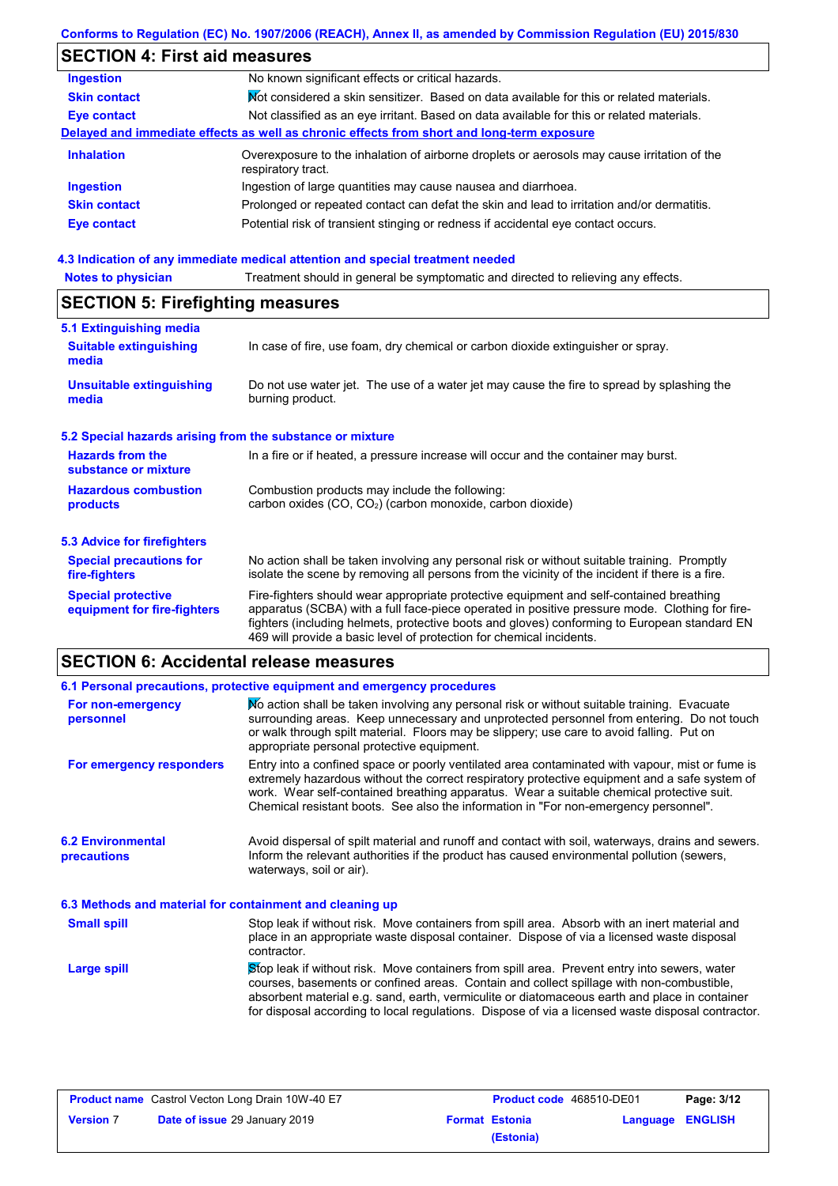## SECTION 4: First aid measures

| | |
|---|---|
| **Ingestion** | No known significant effects or critical hazards. |
| **Skin contact** | Not considered a skin sensitizer. Based on data available for this or related materials. |
| **Eye contact** | Not classified as an eye irritant. Based on data available for this or related materials. |

**Delayed and immediate effects as well as chronic effects from short and long-term exposure**

| | |
|---|---|
| **Inhalation** | Overexposure to the inhalation of airborne droplets or aerosols may cause irritation of the respiratory tract. |
| **Ingestion** | Ingestion of large quantities may cause nausea and diarrhoea. |
| **Skin contact** | Prolonged or repeated contact can defat the skin and lead to irritation and/or dermatitis. |
| **Eye contact** | Potential risk of transient stinging or redness if accidental eye contact occurs. |

### 4.3 Indication of any immediate medical attention and special treatment needed

| | |
|---|---|
| **Notes to physician** | Treatment should in general be symptomatic and directed to relieving any effects. |

## SECTION 5: Firefighting measures

### 5.1 Extinguishing media

| | |
|---|---|
| **Suitable extinguishing media** | In case of fire, use foam, dry chemical or carbon dioxide extinguisher or spray. |
| **Unsuitable extinguishing media** | Do not use water jet. The use of a water jet may cause the fire to spread by splashing the burning product. |

### 5.2 Special hazards arising from the substance or mixture

| | |
|---|---|
| **Hazards from the substance or mixture** | In a fire or if heated, a pressure increase will occur and the container may burst. |
| **Hazardous combustion products** | Combustion products may include the following: carbon oxides (CO, $CO_2$) (carbon monoxide, carbon dioxide) |

### 5.3 Advice for firefighters

| | |
|---|---|
| **Special precautions for fire-fighters** | No action shall be taken involving any personal risk or without suitable training. Promptly isolate the scene by removing all persons from the vicinity of the incident if there is a fire. |
| **Special protective equipment for fire-fighters** | Fire-fighters should wear appropriate protective equipment and self-contained breathing apparatus (SCBA) with a full face-piece operated in positive pressure mode. Clothing for fire-fighters (including helmets, protective boots and gloves) conforming to European standard EN 469 will provide a basic level of protection for chemical incidents. |

## SECTION 6: Accidental release measures

### 6.1 Personal precautions, protective equipment and emergency procedures

| | |
|---|---|
| **For non-emergency personnel** | No action shall be taken involving any personal risk or without suitable training. Evacuate surrounding areas. Keep unnecessary and unprotected personnel from entering. Do not touch or walk through spilt material. Floors may be slippery; use care to avoid falling. Put on appropriate personal protective equipment. |
| **For emergency responders** | Entry into a confined space or poorly ventilated area contaminated with vapour, mist or fume is extremely hazardous without the correct respiratory protective equipment and a safe system of work. Wear self-contained breathing apparatus. Wear a suitable chemical protective suit. Chemical resistant boots. See also the information in "For non-emergency personnel". |

| | |
|---|---|
| **6.2 Environmental precautions** | Avoid dispersal of spilt material and runoff and contact with soil, waterways, drains and sewers. Inform the relevant authorities if the product has caused environmental pollution (sewers, waterways, soil or air). |

### 6.3 Methods and material for containment and cleaning up

| | |
|---|---|
| **Small spill** | Stop leak if without risk. Move containers from spill area. Absorb with an inert material and place in an appropriate waste disposal container. Dispose of via a licensed waste disposal contractor. |
| **Large spill** | Stop leak if without risk. Move containers from spill area. Prevent entry into sewers, water courses, basements or confined areas. Contain and collect spillage with non-combustible, absorbent material e.g. sand, earth, vermiculite or diatomaceous earth and place in container for disposal according to local regulations. Dispose of via a licensed waste disposal contractor. |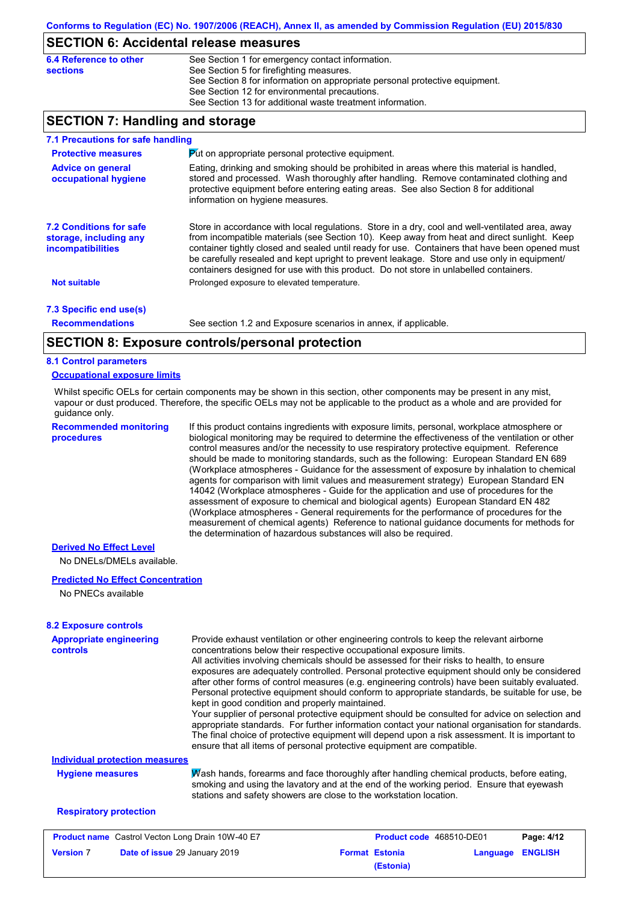## SECTION 6: Accidental release measures

**6.4 Reference to other sections**

See Section 1 for emergency contact information.
See Section 5 for firefighting measures.
See Section 8 for information on appropriate personal protective equipment.
See Section 12 for environmental precautions.
See Section 13 for additional waste treatment information.

## SECTION 7: Handling and storage

### 7.1 Precautions for safe handling

**Protective measures**

Put on appropriate personal protective equipment.

**Advice on general occupational hygiene**

Eating, drinking and smoking should be prohibited in areas where this material is handled, stored and processed. Wash thoroughly after handling. Remove contaminated clothing and protective equipment before entering eating areas. See also Section 8 for additional information on hygiene measures.

### 7.2 Conditions for safe storage, including any incompatibilities

Store in accordance with local regulations. Store in a dry, cool and well-ventilated area, away from incompatible materials (see Section 10). Keep away from heat and direct sunlight. Keep container tightly closed and sealed until ready for use. Containers that have been opened must be carefully resealed and kept upright to prevent leakage. Store and use only in equipment/ containers designed for use with this product. Do not store in unlabelled containers.

**Not suitable**

Prolonged exposure to elevated temperature.

### 7.3 Specific end use(s)

**Recommendations**

See section 1.2 and Exposure scenarios in annex, if applicable.

## SECTION 8: Exposure controls/personal protection

### 8.1 Control parameters

**Occupational exposure limits**

Whilst specific OELs for certain components may be shown in this section, other components may be present in any mist, vapour or dust produced. Therefore, the specific OELs may not be applicable to the product as a whole and are provided for guidance only.

**Recommended monitoring procedures**

If this product contains ingredients with exposure limits, personal, workplace atmosphere or biological monitoring may be required to determine the effectiveness of the ventilation or other control measures and/or the necessity to use respiratory protective equipment. Reference should be made to monitoring standards, such as the following: European Standard EN 689 (Workplace atmospheres - Guidance for the assessment of exposure by inhalation to chemical agents for comparison with limit values and measurement strategy) European Standard EN 14042 (Workplace atmospheres - Guide for the application and use of procedures for the assessment of exposure to chemical and biological agents) European Standard EN 482 (Workplace atmospheres - General requirements for the performance of procedures for the measurement of chemical agents) Reference to national guidance documents for methods for the determination of hazardous substances will also be required.

**Derived No Effect Level**

No DNELs/DMELs available.

**Predicted No Effect Concentration**

No PNECs available

### 8.2 Exposure controls

**Appropriate engineering controls**

Provide exhaust ventilation or other engineering controls to keep the relevant airborne concentrations below their respective occupational exposure limits.
All activities involving chemicals should be assessed for their risks to health, to ensure exposures are adequately controlled. Personal protective equipment should only be considered after other forms of control measures (e.g. engineering controls) have been suitably evaluated. Personal protective equipment should conform to appropriate standards, be suitable for use, be kept in good condition and properly maintained.
Your supplier of personal protective equipment should be consulted for advice on selection and appropriate standards. For further information contact your national organisation for standards. The final choice of protective equipment will depend upon a risk assessment. It is important to ensure that all items of personal protective equipment are compatible.

**Individual protection measures**

**Hygiene measures**

Wash hands, forearms and face thoroughly after handling chemical products, before eating, smoking and using the lavatory and at the end of the working period. Ensure that eyewash stations and safety showers are close to the workstation location.

**Respiratory protection**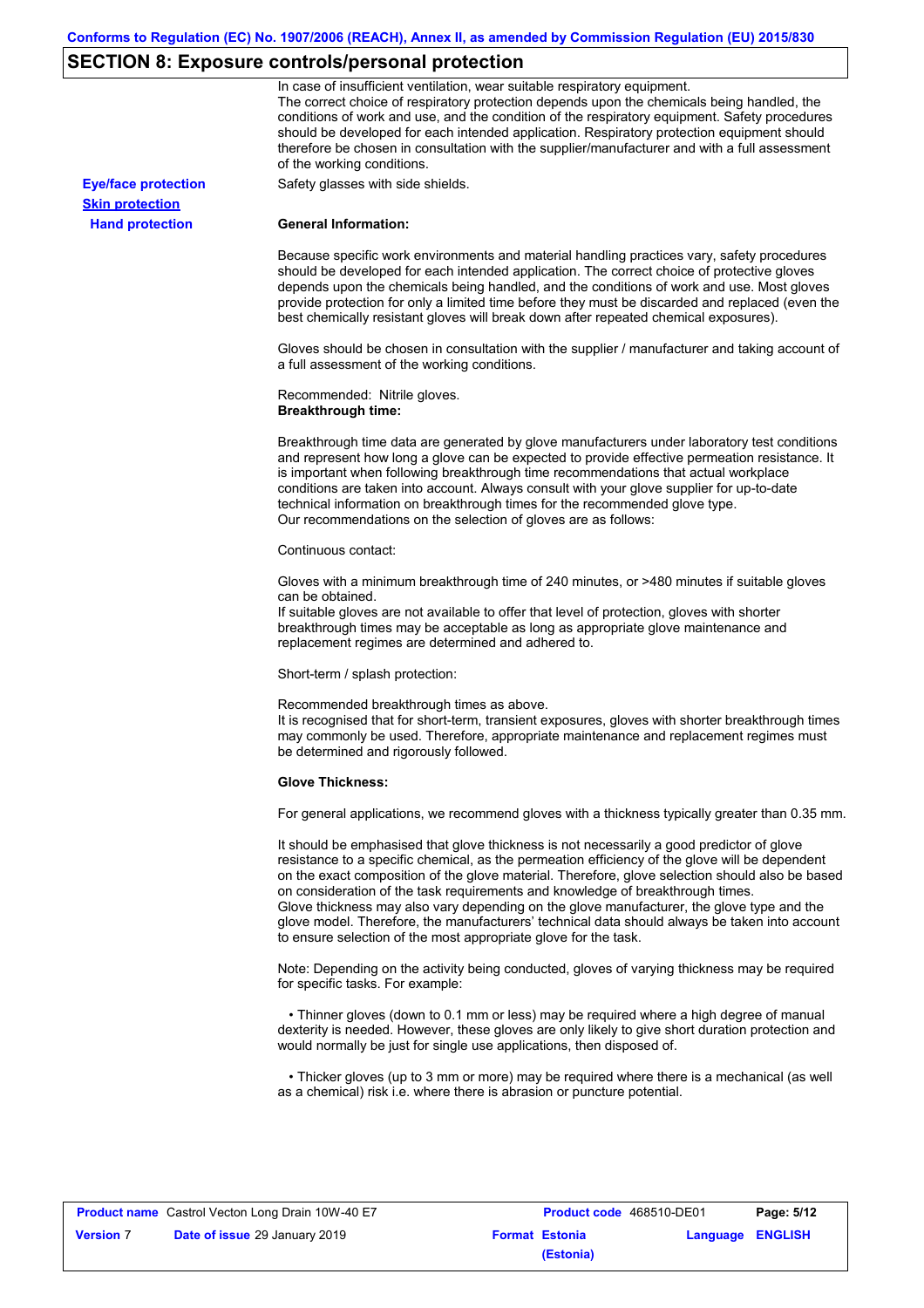## SECTION 8: Exposure controls/personal protection

In case of insufficient ventilation, wear suitable respiratory equipment.
The correct choice of respiratory protection depends upon the chemicals being handled, the conditions of work and use, and the condition of the respiratory equipment. Safety procedures should be developed for each intended application. Respiratory protection equipment should therefore be chosen in consultation with the supplier/manufacturer and with a full assessment of the working conditions.

**Eye/face protection**

Safety glasses with side shields.

**Skin protection**

**Hand protection**

**General Information:**

Because specific work environments and material handling practices vary, safety procedures should be developed for each intended application. The correct choice of protective gloves depends upon the chemicals being handled, and the conditions of work and use. Most gloves provide protection for only a limited time before they must be discarded and replaced (even the best chemically resistant gloves will break down after repeated chemical exposures).

Gloves should be chosen in consultation with the supplier / manufacturer and taking account of a full assessment of the working conditions.

Recommended: Nitrile gloves.
**Breakthrough time:**

Breakthrough time data are generated by glove manufacturers under laboratory test conditions and represent how long a glove can be expected to provide effective permeation resistance. It is important when following breakthrough time recommendations that actual workplace conditions are taken into account. Always consult with your glove supplier for up-to-date technical information on breakthrough times for the recommended glove type.
Our recommendations on the selection of gloves are as follows:

Continuous contact:

Gloves with a minimum breakthrough time of 240 minutes, or >480 minutes if suitable gloves can be obtained.
If suitable gloves are not available to offer that level of protection, gloves with shorter breakthrough times may be acceptable as long as appropriate glove maintenance and replacement regimes are determined and adhered to.

Short-term / splash protection:

Recommended breakthrough times as above.
It is recognised that for short-term, transient exposures, gloves with shorter breakthrough times may commonly be used. Therefore, appropriate maintenance and replacement regimes must be determined and rigorously followed.

**Glove Thickness:**

For general applications, we recommend gloves with a thickness typically greater than 0.35 mm.

It should be emphasised that glove thickness is not necessarily a good predictor of glove resistance to a specific chemical, as the permeation efficiency of the glove will be dependent on the exact composition of the glove material. Therefore, glove selection should also be based on consideration of the task requirements and knowledge of breakthrough times.
Glove thickness may also vary depending on the glove manufacturer, the glove type and the glove model. Therefore, the manufacturers' technical data should always be taken into account to ensure selection of the most appropriate glove for the task.

Note: Depending on the activity being conducted, gloves of varying thickness may be required for specific tasks. For example:

- Thinner gloves (down to 0.1 mm or less) may be required where a high degree of manual dexterity is needed. However, these gloves are only likely to give short duration protection and would normally be just for single use applications, then disposed of.

- Thicker gloves (up to 3 mm or more) may be required where there is a mechanical (as well as a chemical) risk i.e. where there is abrasion or puncture potential.

| **Product name** Castrol Vecton Long Drain 10W-40 E7 | **Product code** 468510-DE01 | **Page:** 5/12 |
| --- | --- | --- |
| **Version** 7 **Date of issue** 29 January 2019 | **Format** **Estonia (Estonia)** | **Language** **ENGLISH** |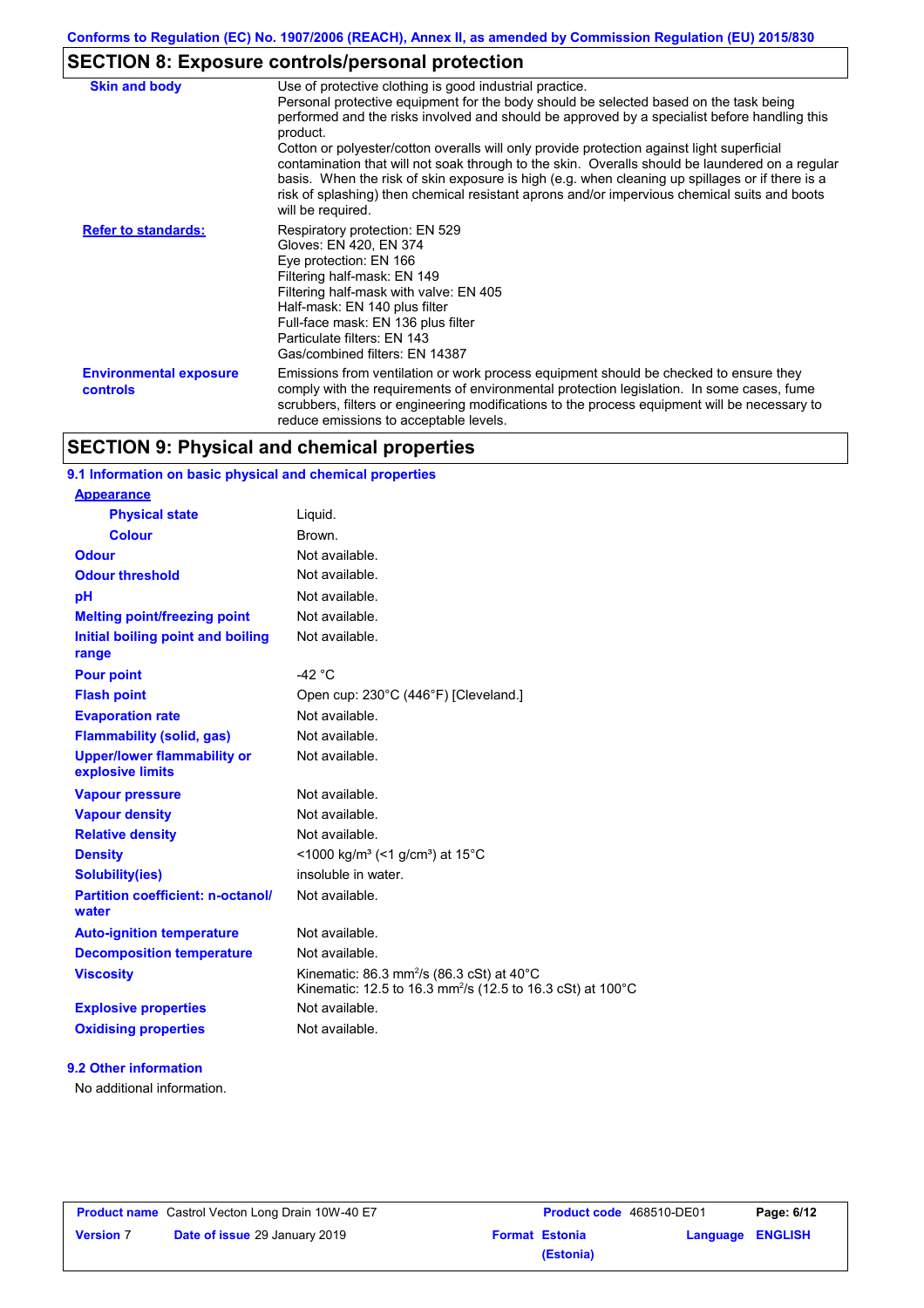## SECTION 8: Exposure controls/personal protection

| | |
|---|---|
| **Skin and body** | Use of protective clothing is good industrial practice. Personal protective equipment for the body should be selected based on the task being performed and the risks involved and should be approved by a specialist before handling this product. Cotton or polyester/cotton overalls will only provide protection against light superficial contamination that will not soak through to the skin. Overalls should be laundered on a regular basis. When the risk of skin exposure is high (e.g. when cleaning up spillages or if there is a risk of splashing) then chemical resistant aprons and/or impervious chemical suits and boots will be required. |
| **Refer to standards:** | Respiratory protection: EN 529<br>Gloves: EN 420, EN 374<br>Eye protection: EN 166<br>Filtering half-mask: EN 149<br>Filtering half-mask with valve: EN 405<br>Half-mask: EN 140 plus filter<br>Full-face mask: EN 136 plus filter<br>Particulate filters: EN 143<br>Gas/combined filters: EN 14387 |
| **Environmental exposure controls** | Emissions from ventilation or work process equipment should be checked to ensure they comply with the requirements of environmental protection legislation. In some cases, fume scrubbers, filters or engineering modifications to the process equipment will be necessary to reduce emissions to acceptable levels. |

## SECTION 9: Physical and chemical properties

### 9.1 Information on basic physical and chemical properties

| | |
|---|---|
| **Appearance** | |
| **Physical state** | Liquid. |
| **Colour** | Brown. |
| **Odour** | Not available. |
| **Odour threshold** | Not available. |
| **pH** | Not available. |
| **Melting point/freezing point** | Not available. |
| **Initial boiling point and boiling range** | Not available. |
| **Pour point** | -42 °C |
| **Flash point** | Open cup: 230°C (446°F) [Cleveland.] |
| **Evaporation rate** | Not available. |
| **Flammability (solid, gas)** | Not available. |
| **Upper/lower flammability or explosive limits** | Not available. |
| **Vapour pressure** | Not available. |
| **Vapour density** | Not available. |
| **Relative density** | Not available. |
| **Density** | <1000 kg/m³ (<1 g/cm³) at 15°C |
| **Solubility(ies)** | insoluble in water. |
| **Partition coefficient: n-octanol/water** | Not available. |
| **Auto-ignition temperature** | Not available. |
| **Decomposition temperature** | Not available. |
| **Viscosity** | Kinematic: 86.3 $mm^2/s$ (86.3 cSt) at 40°C<br>Kinematic: 12.5 to 16.3 $mm^2/s$ (12.5 to 16.3 cSt) at 100°C |
| **Explosive properties** | Not available. |
| **Oxidising properties** | Not available. |

### 9.2 Other information

No additional information.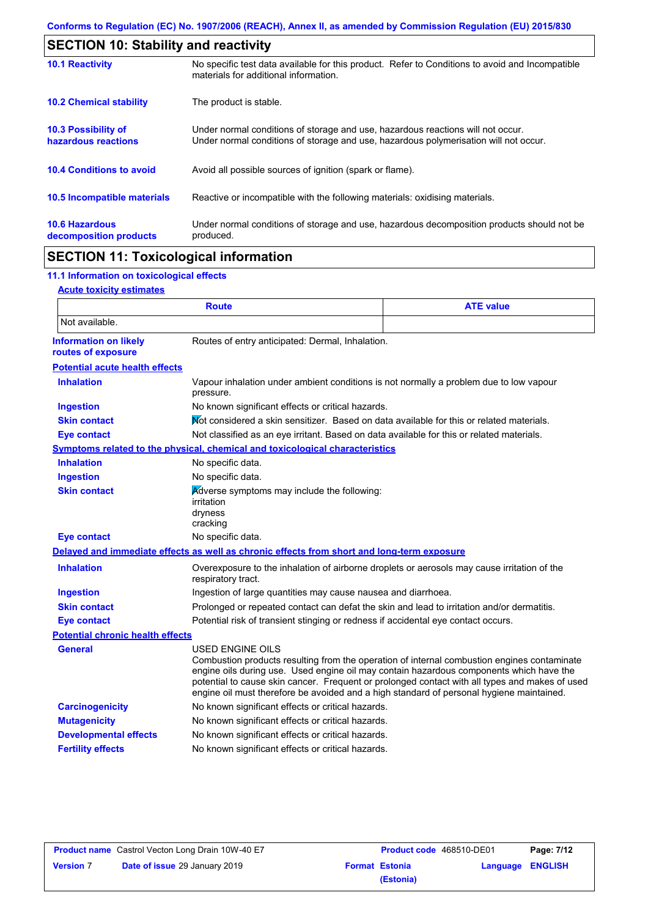## SECTION 10: Stability and reactivity

| | |
|---|---|
| **10.1 Reactivity** | No specific test data available for this product. Refer to Conditions to avoid and Incompatible materials for additional information. |
| **10.2 Chemical stability** | The product is stable. |
| **10.3 Possibility of hazardous reactions** | Under normal conditions of storage and use, hazardous reactions will not occur.<br>Under normal conditions of storage and use, hazardous polymerisation will not occur. |
| **10.4 Conditions to avoid** | Avoid all possible sources of ignition (spark or flame). |
| **10.5 Incompatible materials** | Reactive or incompatible with the following materials: oxidising materials. |
| **10.6 Hazardous decomposition products** | Under normal conditions of storage and use, hazardous decomposition products should not be produced. |

## SECTION 11: Toxicological information

### 11.1 Information on toxicological effects

**Acute toxicity estimates**

| Route | ATE value |
|---|---|
| Not available. | |

**Information on likely routes of exposure**: Routes of entry anticipated: Dermal, Inhalation.

**Potential acute health effects**

| | |
|---|---|
| **Inhalation** | Vapour inhalation under ambient conditions is not normally a problem due to low vapour pressure. |
| **Ingestion** | No known significant effects or critical hazards. |
| **Skin contact** | Not considered a skin sensitizer. Based on data available for this or related materials. |
| **Eye contact** | Not classified as an eye irritant. Based on data available for this or related materials. |

**Symptoms related to the physical, chemical and toxicological characteristics**

| | |
|---|---|
| **Inhalation** | No specific data. |
| **Ingestion** | No specific data. |
| **Skin contact** | Adverse symptoms may include the following:<br>irritation<br>dryness<br>cracking |
| **Eye contact** | No specific data. |

**Delayed and immediate effects as well as chronic effects from short and long-term exposure**

| | |
|---|---|
| **Inhalation** | Overexposure to the inhalation of airborne droplets or aerosols may cause irritation of the respiratory tract. |
| **Ingestion** | Ingestion of large quantities may cause nausea and diarrhoea. |
| **Skin contact** | Prolonged or repeated contact can defat the skin and lead to irritation and/or dermatitis. |
| **Eye contact** | Potential risk of transient stinging or redness if accidental eye contact occurs. |

**Potential chronic health effects**

| | |
|---|---|
| **General** | USED ENGINE OILS<br>Combustion products resulting from the operation of internal combustion engines contaminate engine oils during use. Used engine oil may contain hazardous components which have the potential to cause skin cancer. Frequent or prolonged contact with all types and makes of used engine oil must therefore be avoided and a high standard of personal hygiene maintained. |
| **Carcinogenicity** | No known significant effects or critical hazards. |
| **Mutagenicity** | No known significant effects or critical hazards. |
| **Developmental effects** | No known significant effects or critical hazards. |
| **Fertility effects** | No known significant effects or critical hazards. |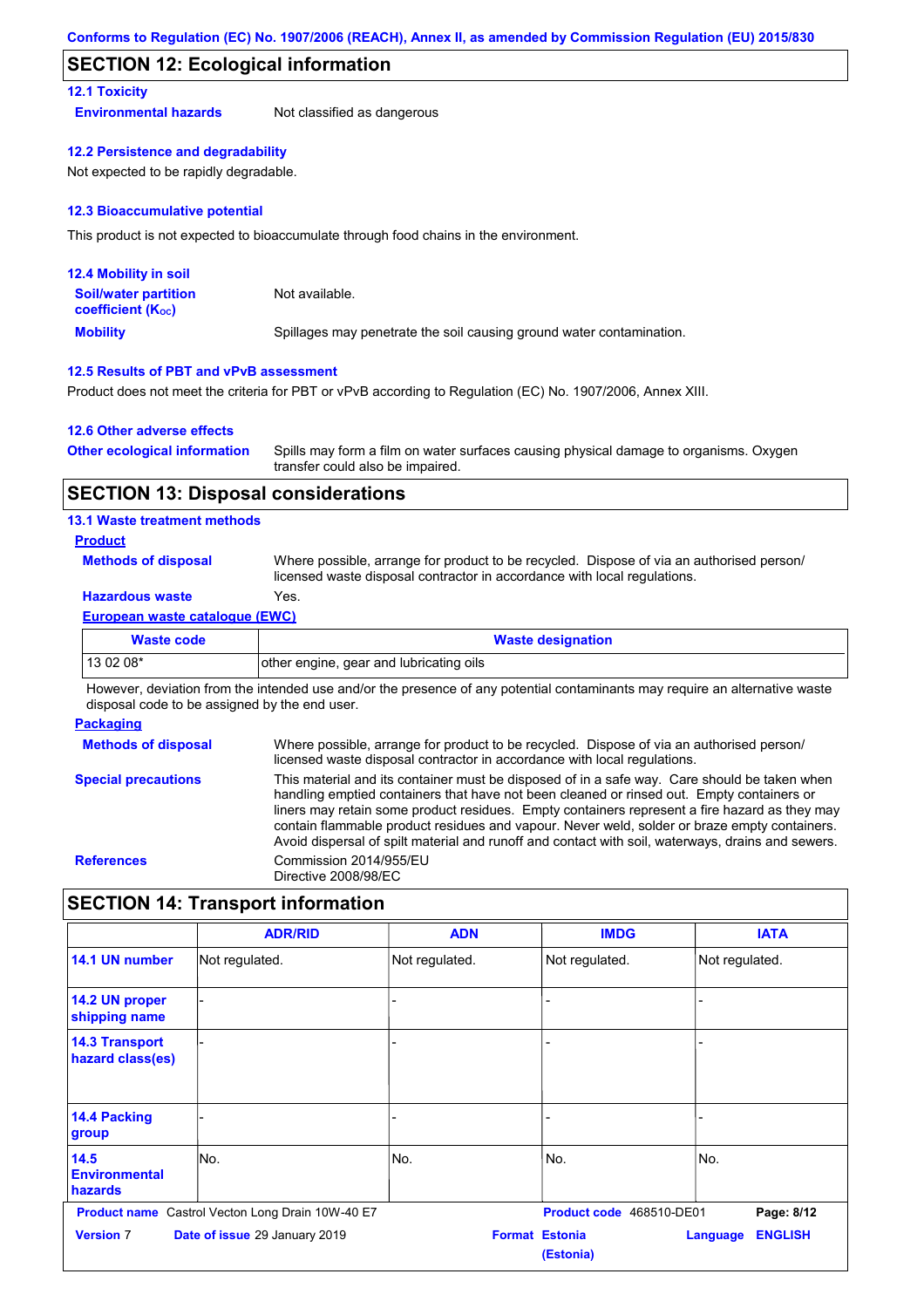## SECTION 12: Ecological information

### 12.1 Toxicity

**Environmental hazards** Not classified as dangerous

### 12.2 Persistence and degradability

Not expected to be rapidly degradable.

### 12.3 Bioaccumulative potential

This product is not expected to bioaccumulate through food chains in the environment.

### 12.4 Mobility in soil

**Soil/water partition coefficient ($K_{OC}$)** Not available.

**Mobility** Spillages may penetrate the soil causing ground water contamination.

### 12.5 Results of PBT and vPvB assessment

Product does not meet the criteria for PBT or vPvB according to Regulation (EC) No. 1907/2006, Annex XIII.

### 12.6 Other adverse effects

**Other ecological information** Spills may form a film on water surfaces causing physical damage to organisms. Oxygen transfer could also be impaired.

## SECTION 13: Disposal considerations

### 13.1 Waste treatment methods

**Product**

**Methods of disposal** Where possible, arrange for product to be recycled. Dispose of via an authorised person/ licensed waste disposal contractor in accordance with local regulations.

**Hazardous waste** Yes.

**European waste catalogue (EWC)**

| Waste code | Waste designation |
|---|---|
| 13 02 08* | other engine, gear and lubricating oils |

However, deviation from the intended use and/or the presence of any potential contaminants may require an alternative waste disposal code to be assigned by the end user.

**Packaging**

**Methods of disposal** Where possible, arrange for product to be recycled. Dispose of via an authorised person/ licensed waste disposal contractor in accordance with local regulations.

**Special precautions** This material and its container must be disposed of in a safe way. Care should be taken when handling emptied containers that have not been cleaned or rinsed out. Empty containers or liners may retain some product residues. Empty containers represent a fire hazard as they may contain flammable product residues and vapour. Never weld, solder or braze empty containers. Avoid dispersal of spilt material and runoff and contact with soil, waterways, drains and sewers.

**References** Commission 2014/955/EU
Directive 2008/98/EC

## SECTION 14: Transport information

| | ADR/RID | ADN | IMDG | IATA |
|---|---|---|---|---|
| 14.1 UN number | Not regulated. | Not regulated. | Not regulated. | Not regulated. |
| 14.2 UN proper shipping name | - | - | - | - |
| 14.3 Transport hazard class(es) | - | - | - | - |
| 14.4 Packing group | - | - | - | - |
| 14.5 Environmental hazards | No. | No. | No. | No. |

**Product name** Castrol Vecton Long Drain 10W-40 E7 **Product code** 468510-DE01

**Version** 7 **Date of issue** 29 January 2019 **Format** Estonia (Estonia) **Language** ENGLISH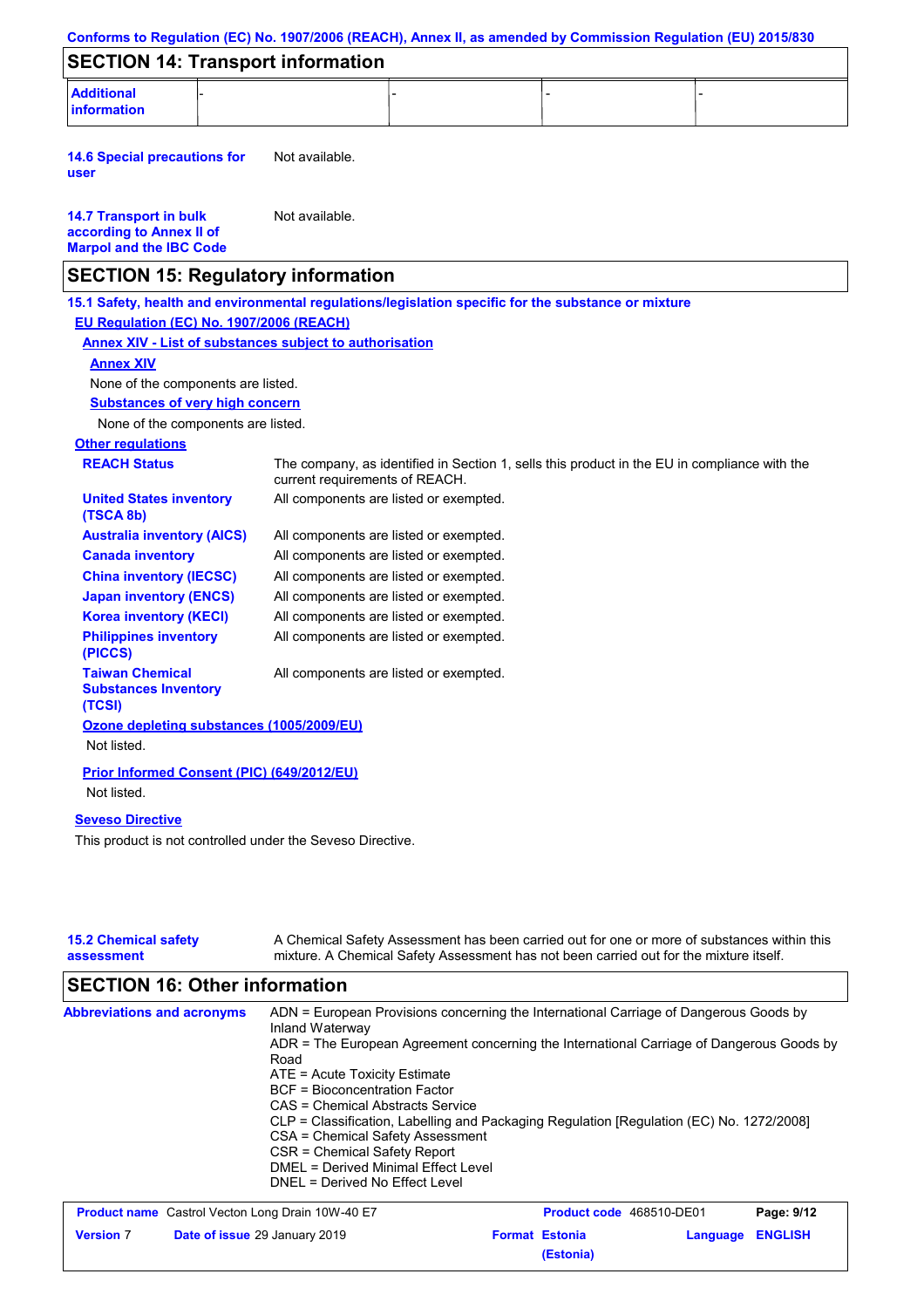## SECTION 14: Transport information

| Additional information | - | - | - | - |
|---|---|---|---|---|

**14.6 Special precautions for user** Not available.

**14.7 Transport in bulk according to Annex II of Marpol and the IBC Code** Not available.

## SECTION 15: Regulatory information

**15.1 Safety, health and environmental regulations/legislation specific for the substance or mixture**

**EU Regulation (EC) No. 1907/2006 (REACH)**

**Annex XIV - List of substances subject to authorisation**

**Annex XIV**

None of the components are listed.

**Substances of very high concern**

None of the components are listed.

**Other regulations**

| | |
|---|---|
| **REACH Status** | The company, as identified in Section 1, sells this product in the EU in compliance with the current requirements of REACH. |
| **United States inventory (TSCA 8b)** | All components are listed or exempted. |
| **Australia inventory (AICS)** | All components are listed or exempted. |
| **Canada inventory** | All components are listed or exempted. |
| **China inventory (IECSC)** | All components are listed or exempted. |
| **Japan inventory (ENCS)** | All components are listed or exempted. |
| **Korea inventory (KECI)** | All components are listed or exempted. |
| **Philippines inventory (PICCS)** | All components are listed or exempted. |
| **Taiwan Chemical Substances Inventory (TCSI)** | All components are listed or exempted. |

**Ozone depleting substances (1005/2009/EU)**

Not listed.

**Prior Informed Consent (PIC) (649/2012/EU)**

Not listed.

**Seveso Directive**

This product is not controlled under the Seveso Directive.

**15.2 Chemical safety assessment** A Chemical Safety Assessment has been carried out for one or more of substances within this mixture. A Chemical Safety Assessment has not been carried out for the mixture itself.

## SECTION 16: Other information

**Abbreviations and acronyms**

ADN = European Provisions concerning the International Carriage of Dangerous Goods by Inland Waterway
ADR = The European Agreement concerning the International Carriage of Dangerous Goods by Road
ATE = Acute Toxicity Estimate
BCF = Bioconcentration Factor
CAS = Chemical Abstracts Service
CLP = Classification, Labelling and Packaging Regulation [Regulation (EC) No. 1272/2008]
CSA = Chemical Safety Assessment
CSR = Chemical Safety Report
DMEL = Derived Minimal Effect Level
DNEL = Derived No Effect Level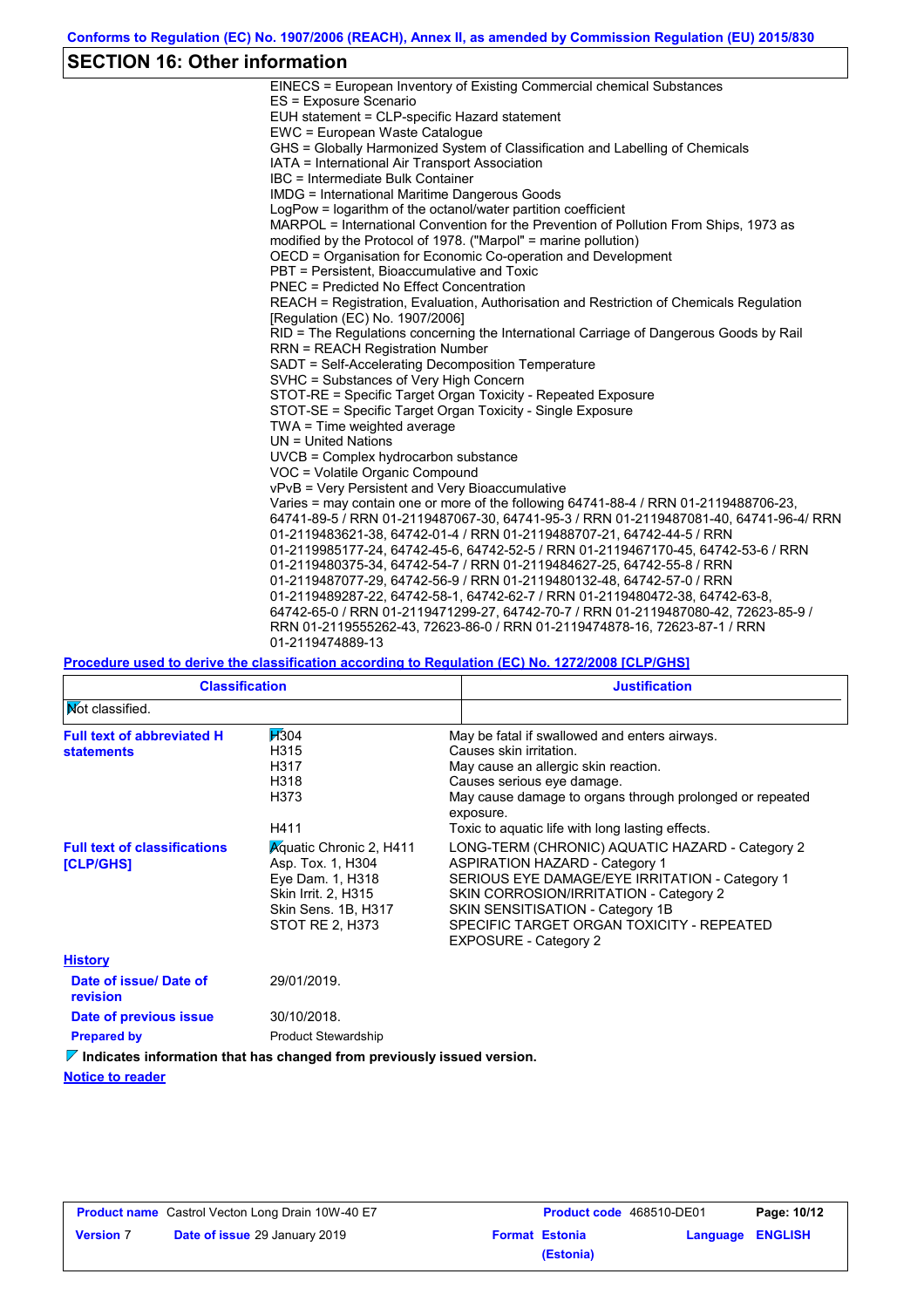## SECTION 16: Other information

EINECS = European Inventory of Existing Commercial chemical Substances
ES = Exposure Scenario
EUH statement = CLP-specific Hazard statement
EWC = European Waste Catalogue
GHS = Globally Harmonized System of Classification and Labelling of Chemicals
IATA = International Air Transport Association
IBC = Intermediate Bulk Container
IMDG = International Maritime Dangerous Goods
LogPow = logarithm of the octanol/water partition coefficient
MARPOL = International Convention for the Prevention of Pollution From Ships, 1973 as modified by the Protocol of 1978. ("Marpol" = marine pollution)
OECD = Organisation for Economic Co-operation and Development
PBT = Persistent, Bioaccumulative and Toxic
PNEC = Predicted No Effect Concentration
REACH = Registration, Evaluation, Authorisation and Restriction of Chemicals Regulation [Regulation (EC) No. 1907/2006]
RID = The Regulations concerning the International Carriage of Dangerous Goods by Rail
RRN = REACH Registration Number
SADT = Self-Accelerating Decomposition Temperature
SVHC = Substances of Very High Concern
STOT-RE = Specific Target Organ Toxicity - Repeated Exposure
STOT-SE = Specific Target Organ Toxicity - Single Exposure
TWA = Time weighted average
UN = United Nations
UVCB = Complex hydrocarbon substance
VOC = Volatile Organic Compound
vPvB = Very Persistent and Very Bioaccumulative
Varies = may contain one or more of the following 64741-88-4 / RRN 01-2119488706-23, 64741-89-5 / RRN 01-2119487067-30, 64741-95-3 / RRN 01-2119487081-40, 64741-96-4/ RRN 01-2119483621-38, 64742-01-4 / RRN 01-2119488707-21, 64742-44-5 / RRN 01-2119985177-24, 64742-45-6, 64742-52-5 / RRN 01-2119467170-45, 64742-53-6 / RRN 01-2119480375-34, 64742-54-7 / RRN 01-2119484627-25, 64742-55-8 / RRN 01-2119487077-29, 64742-56-9 / RRN 01-2119480132-48, 64742-57-0 / RRN 01-2119489287-22, 64742-58-1, 64742-62-7 / RRN 01-2119480472-38, 64742-63-8, 64742-65-0 / RRN 01-2119471299-27, 64742-70-7 / RRN 01-2119487080-42, 72623-85-9 / RRN 01-2119555262-43, 72623-86-0 / RRN 01-2119474878-16, 72623-87-1 / RRN 01-2119474889-13

**Procedure used to derive the classification according to Regulation (EC) No. 1272/2008 [CLP/GHS]**

| Classification | Justification |
|---|---|
| Not classified. | |

**Full text of abbreviated H statements**

| | |
|---|---|
| H304 | May be fatal if swallowed and enters airways. |
| H315 | Causes skin irritation. |
| H317 | May cause an allergic skin reaction. |
| H318 | Causes serious eye damage. |
| H373 | May cause damage to organs through prolonged or repeated exposure. |
| H411 | Toxic to aquatic life with long lasting effects. |

**Full text of classifications [CLP/GHS]**

| | |
|---|---|
| Aquatic Chronic 2, H411 | LONG-TERM (CHRONIC) AQUATIC HAZARD - Category 2 |
| Asp. Tox. 1, H304 | ASPIRATION HAZARD - Category 1 |
| Eye Dam. 1, H318 | SERIOUS EYE DAMAGE/EYE IRRITATION - Category 1 |
| Skin Irrit. 2, H315 | SKIN CORROSION/IRRITATION - Category 2 |
| Skin Sens. 1B, H317 | SKIN SENSITISATION - Category 1B |
| STOT RE 2, H373 | SPECIFIC TARGET ORGAN TOXICITY - REPEATED EXPOSURE - Category 2 |

**History**

**Date of issue/ Date of revision**: 29/01/2019.

**Date of previous issue**: 30/10/2018.

**Prepared by**: Product Stewardship

**Indicates information that has changed from previously issued version.**

**Notice to reader**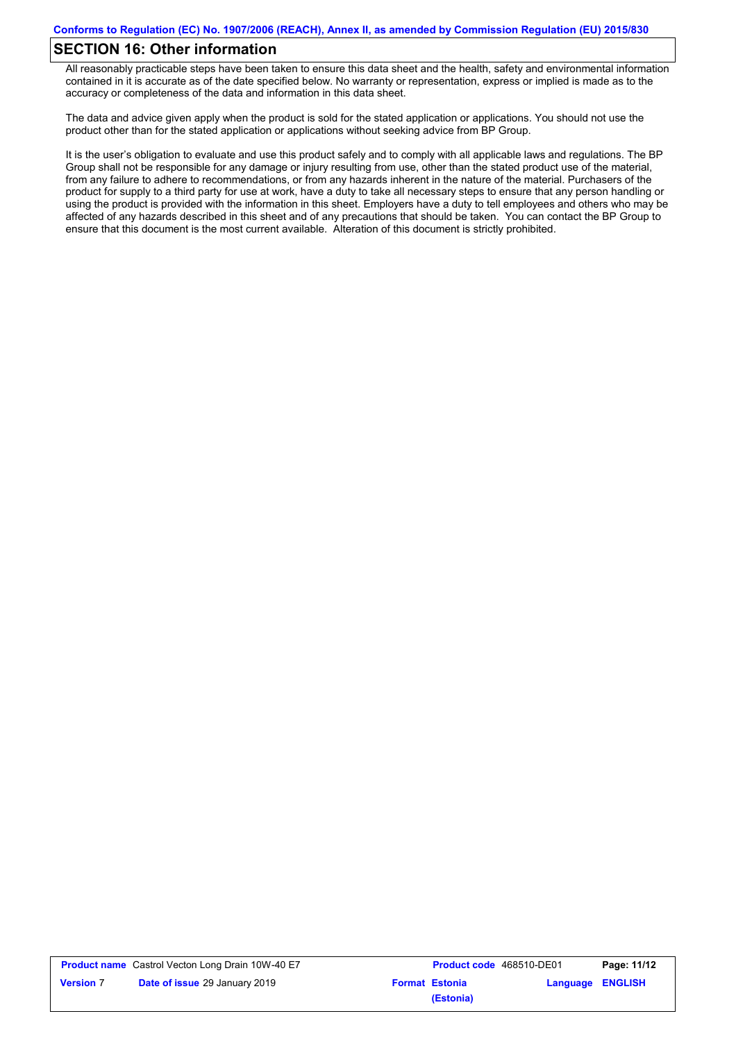## SECTION 16: Other information

All reasonably practicable steps have been taken to ensure this data sheet and the health, safety and environmental information contained in it is accurate as of the date specified below. No warranty or representation, express or implied is made as to the accuracy or completeness of the data and information in this data sheet.

The data and advice given apply when the product is sold for the stated application or applications. You should not use the product other than for the stated application or applications without seeking advice from BP Group.

It is the user's obligation to evaluate and use this product safely and to comply with all applicable laws and regulations. The BP Group shall not be responsible for any damage or injury resulting from use, other than the stated product use of the material, from any failure to adhere to recommendations, or from any hazards inherent in the nature of the material. Purchasers of the product for supply to a third party for use at work, have a duty to take all necessary steps to ensure that any person handling or using the product is provided with the information in this sheet. Employers have a duty to tell employees and others who may be affected of any hazards described in this sheet and of any precautions that should be taken. You can contact the BP Group to ensure that this document is the most current available. Alteration of this document is strictly prohibited.